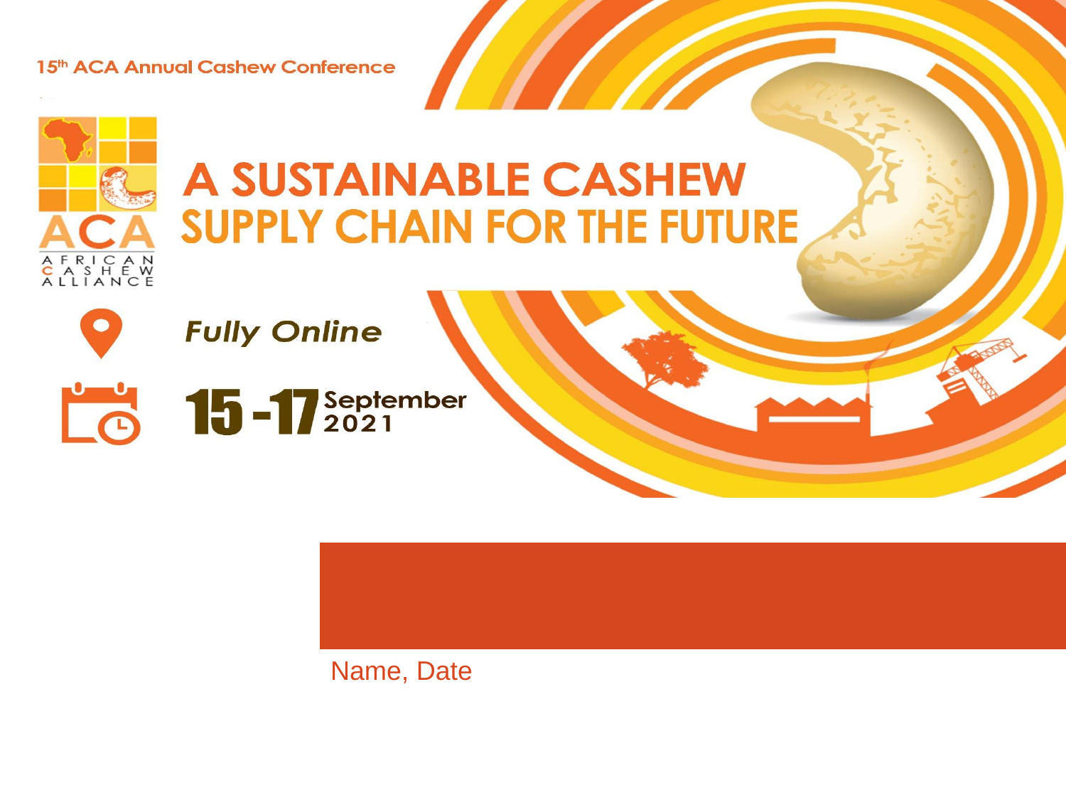15th ACA Annual Cashew Conference

ACA

AFRICAN CASHEW ALLIANCE

# A SUSTAINABLE CASHEW SUPPLY CHAIN FOR THE FUTURE

*Fully Online*

15 -17 September 2021

Name, Date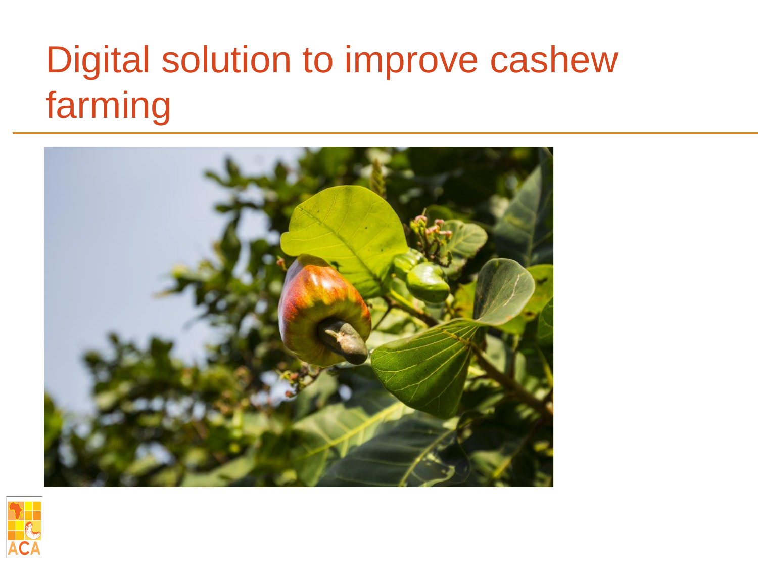# Digital solution to improve cashew farming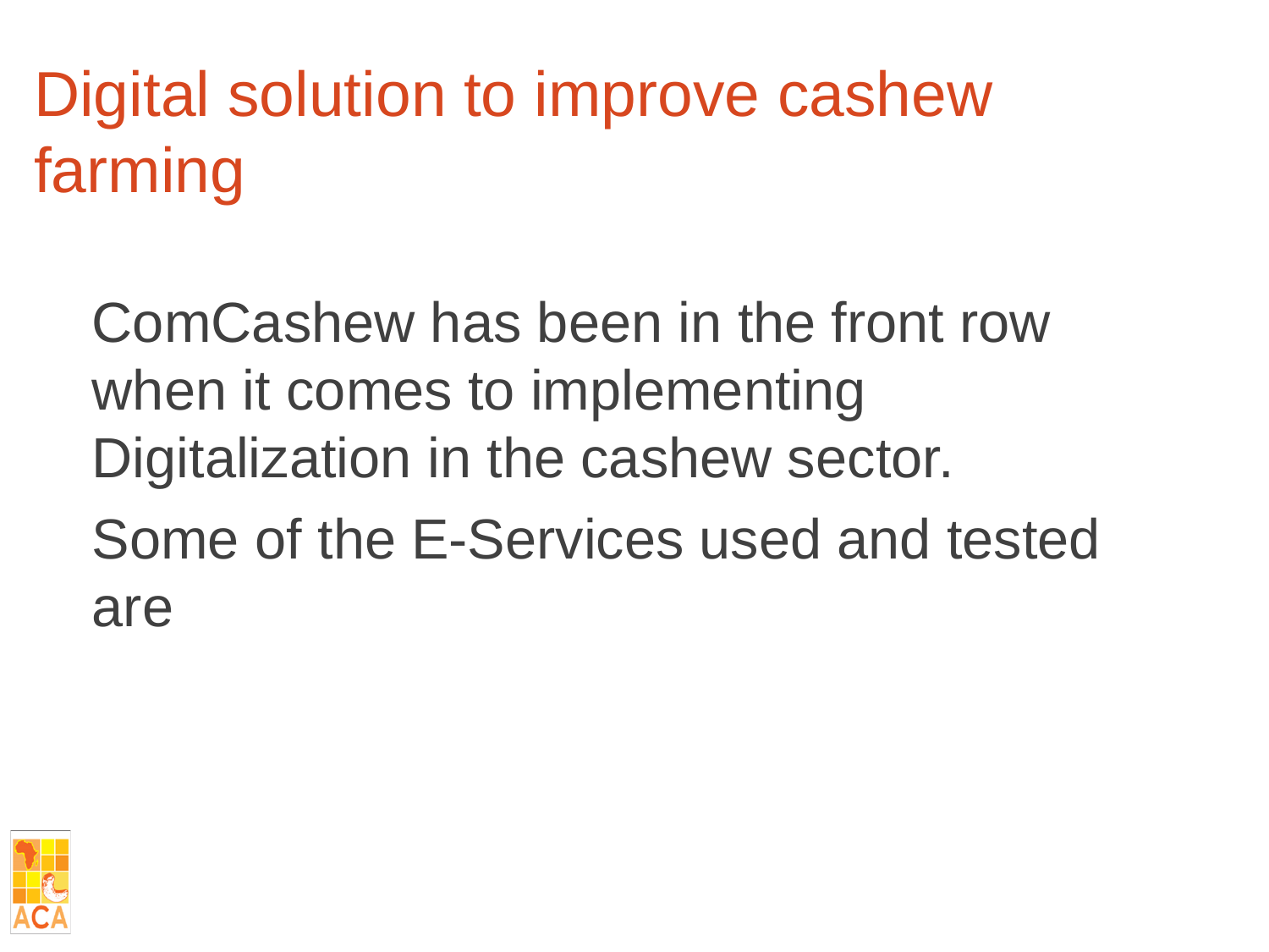# Digital solution to improve cashew farming

ComCashew has been in the front row when it comes to implementing Digitalization in the cashew sector.

Some of the E-Services used and tested are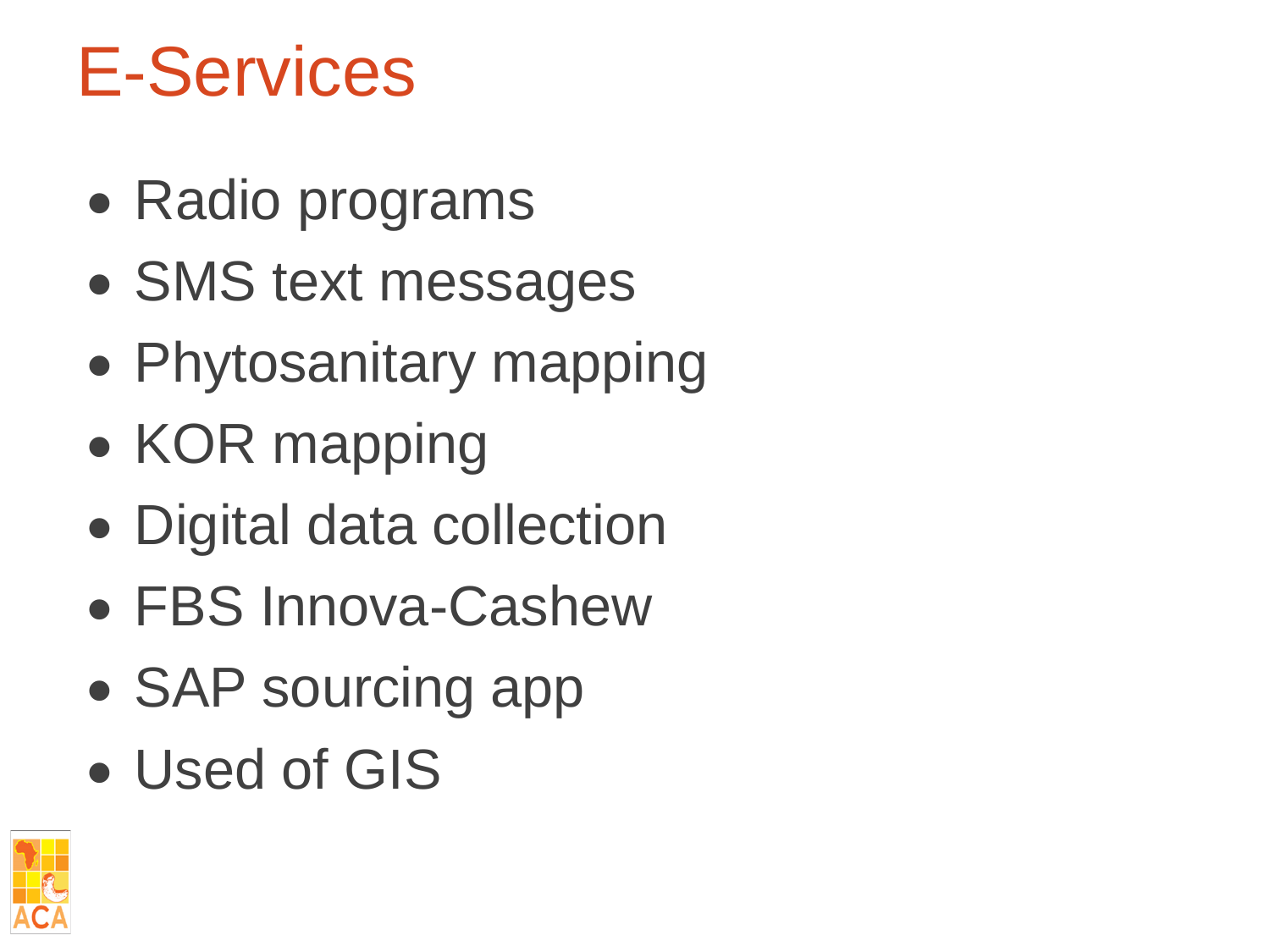# E-Services

- Radio programs
- SMS text messages
- Phytosanitary mapping
- KOR mapping
- Digital data collection
- FBS Innova-Cashew
- SAP sourcing app
- Used of GIS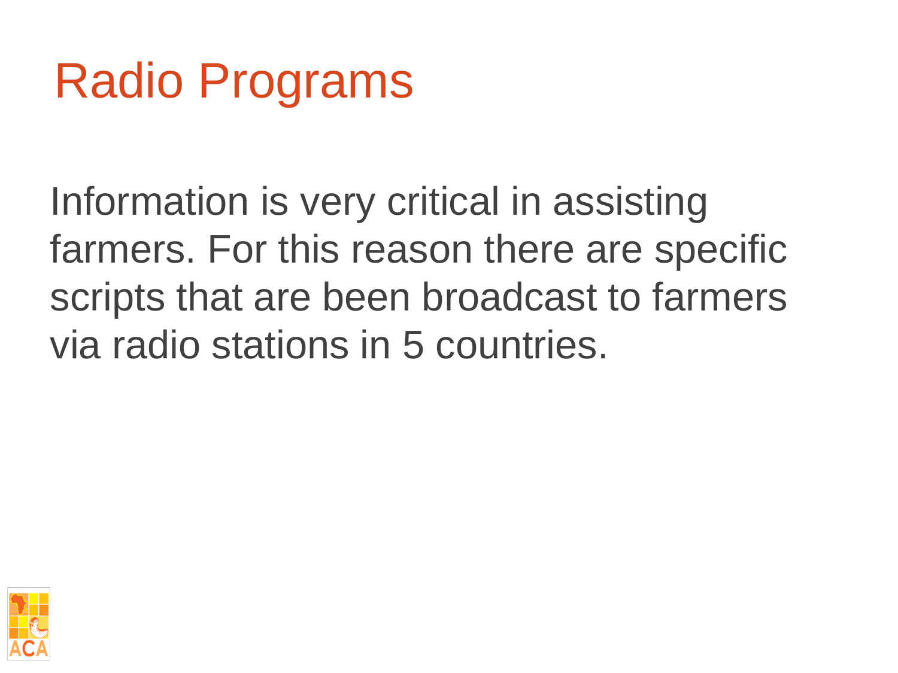# Radio Programs

Information is very critical in assisting farmers. For this reason there are specific scripts that are been broadcast to farmers via radio stations in 5 countries.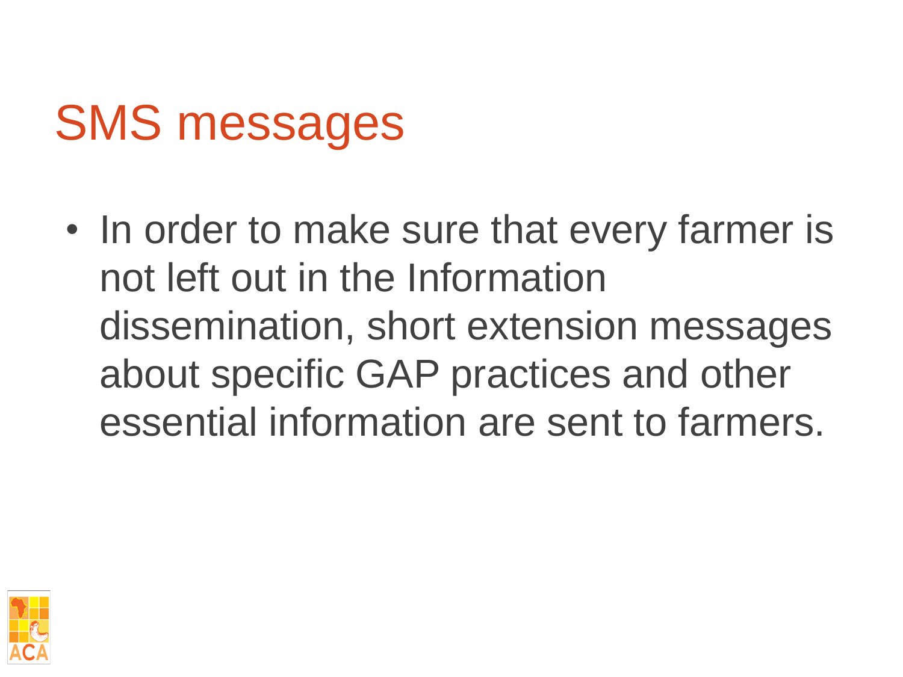# SMS messages

- In order to make sure that every farmer is not left out in the Information dissemination, short extension messages about specific GAP practices and other essential information are sent to farmers.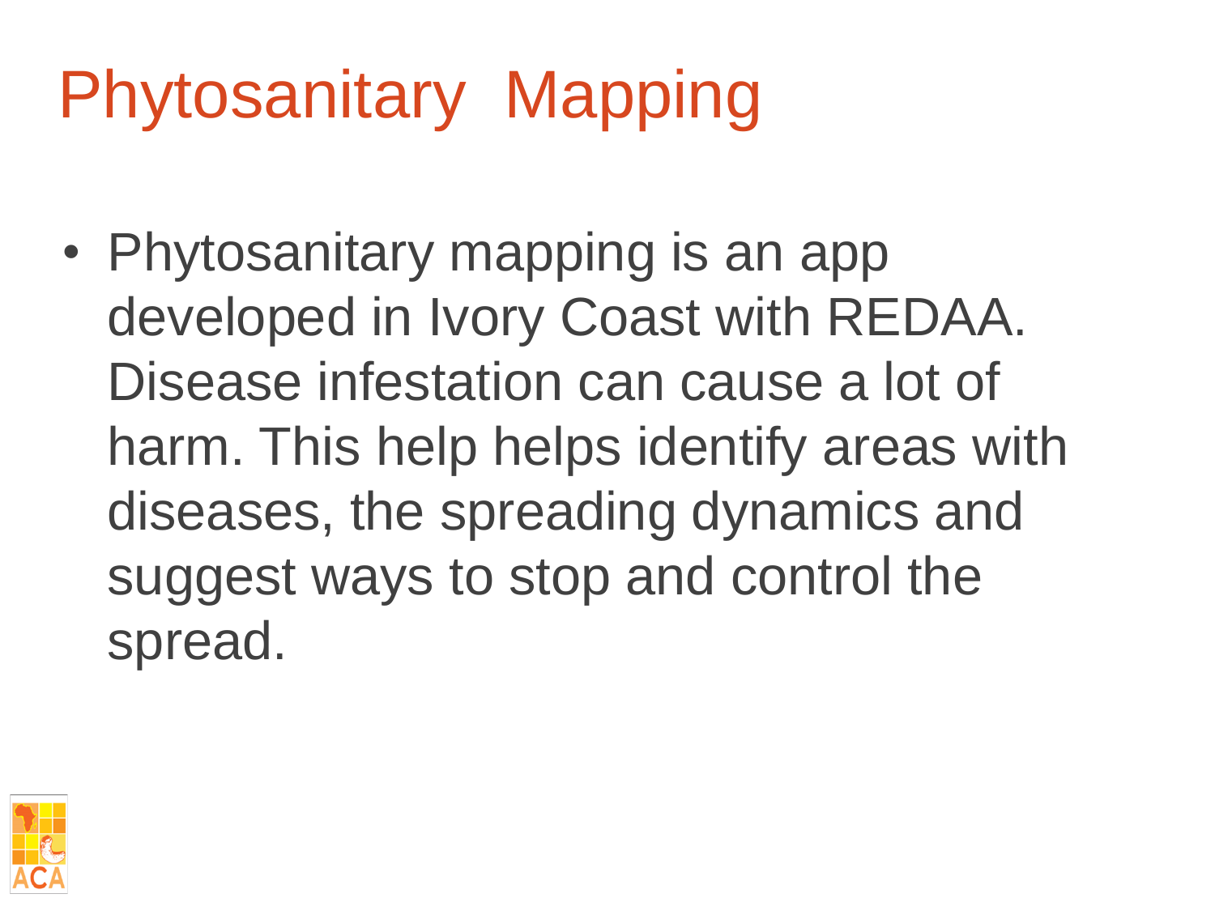# Phytosanitary Mapping

- Phytosanitary mapping is an app developed in Ivory Coast with REDAA. Disease infestation can cause a lot of harm. This help helps identify areas with diseases, the spreading dynamics and suggest ways to stop and control the spread.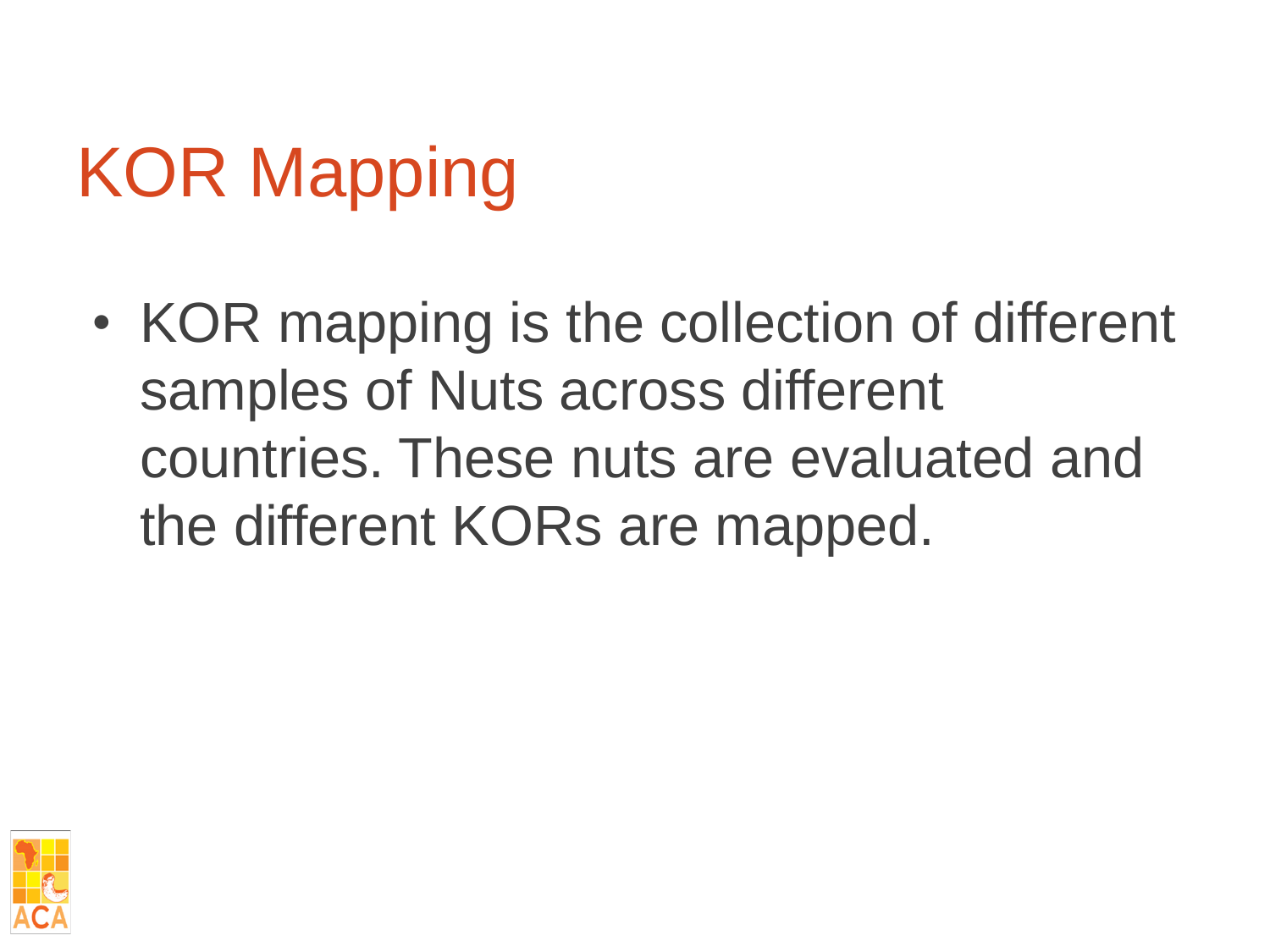# KOR Mapping

- KOR mapping is the collection of different samples of Nuts across different countries. These nuts are evaluated and the different KORs are mapped.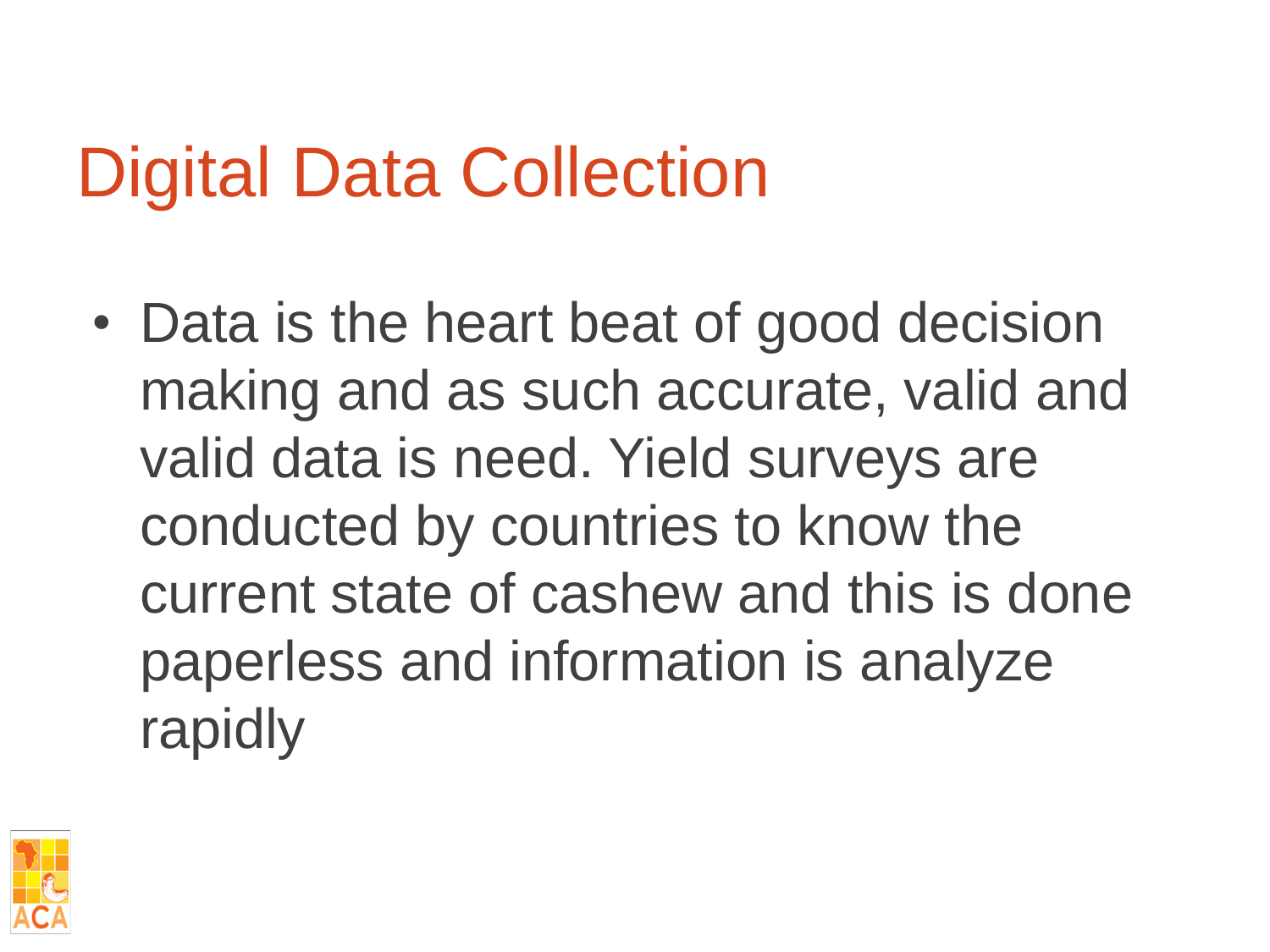# Digital Data Collection

- Data is the heart beat of good decision making and as such accurate, valid and valid data is need. Yield surveys are conducted by countries to know the current state of cashew and this is done paperless and information is analyze rapidly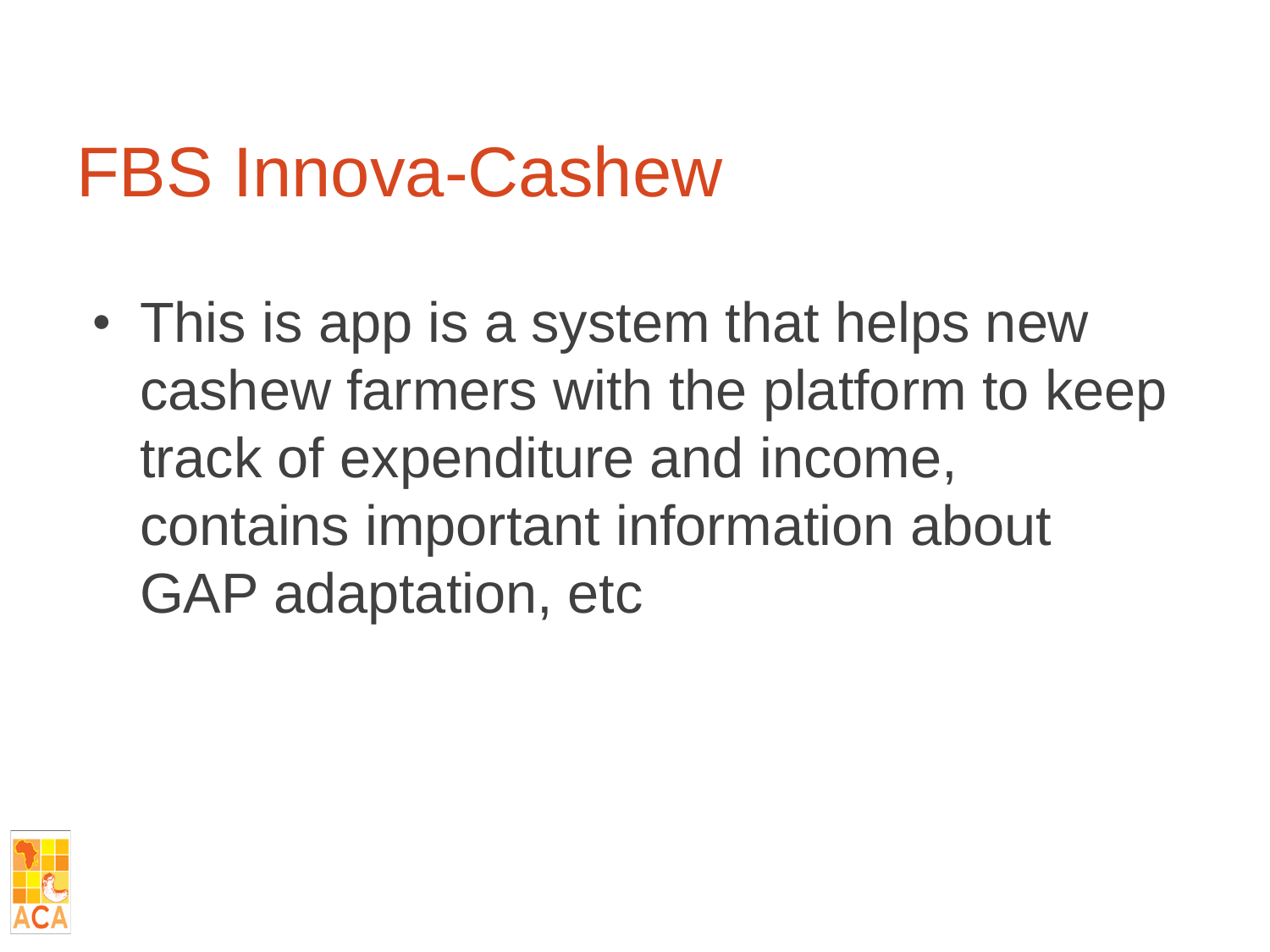# FBS Innova-Cashew

- This is app is a system that helps new cashew farmers with the platform to keep track of expenditure and income, contains important information about GAP adaptation, etc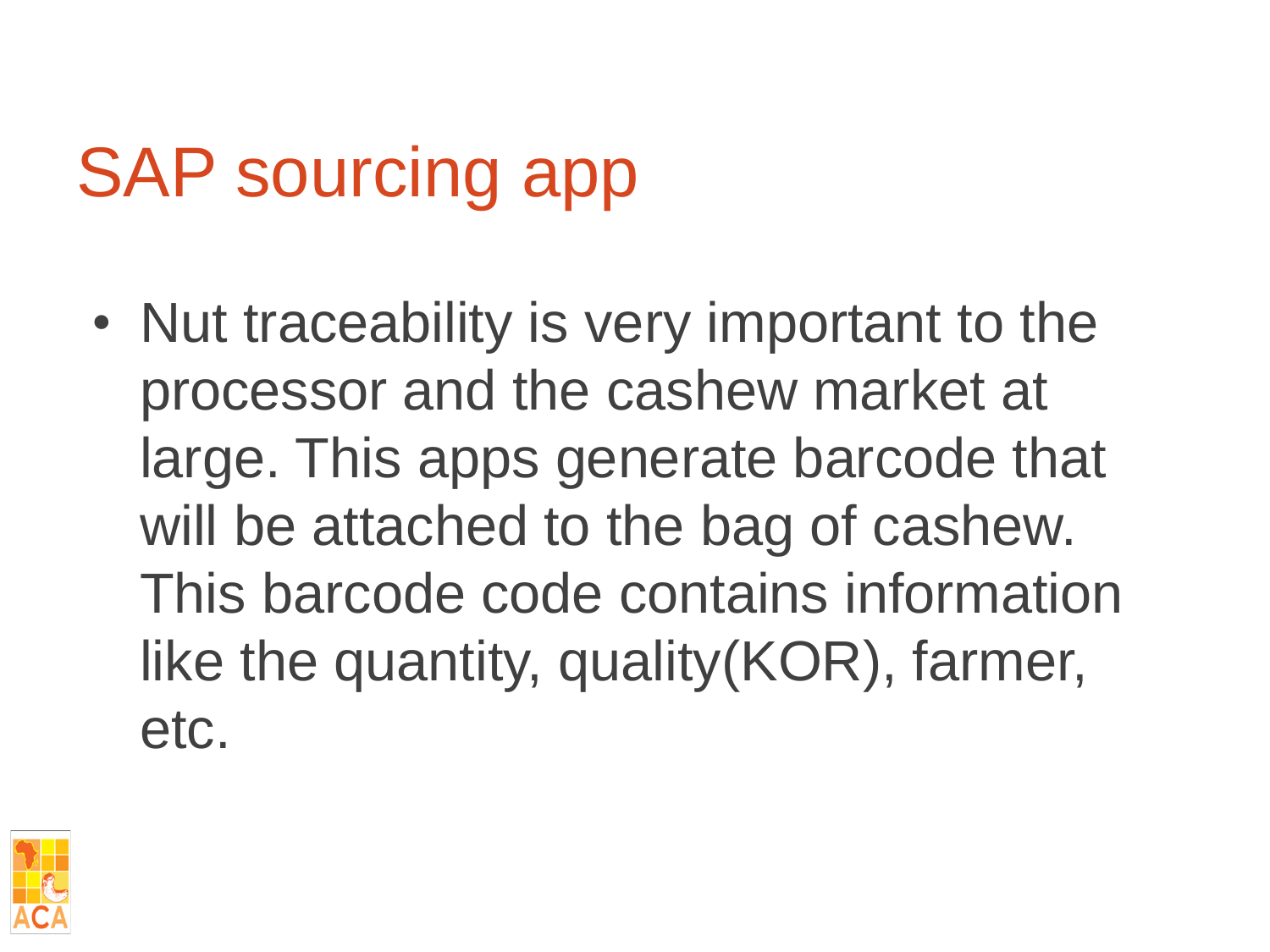# SAP sourcing app

- Nut traceability is very important to the processor and the cashew market at large. This apps generate barcode that will be attached to the bag of cashew. This barcode code contains information like the quantity, quality(KOR), farmer, etc.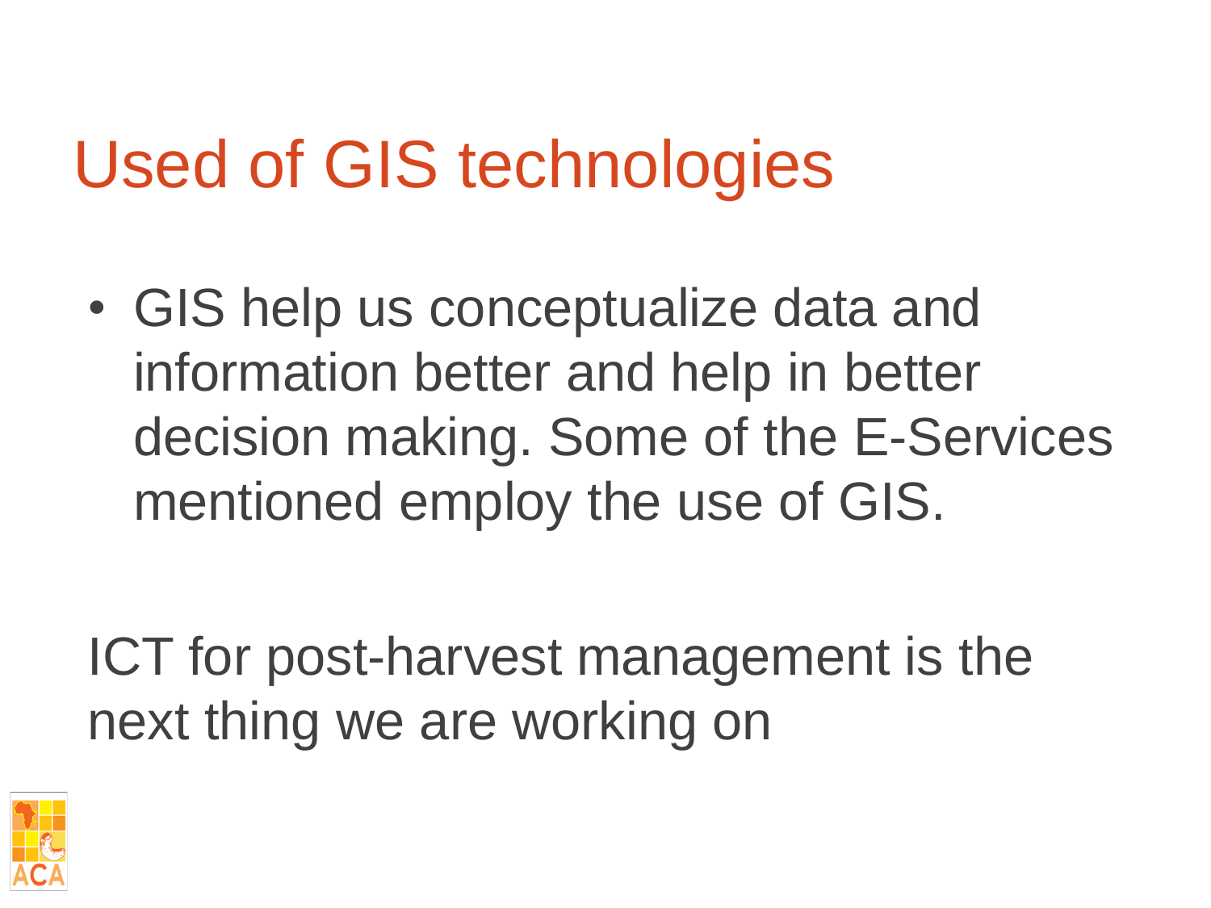# Used of GIS technologies

- GIS help us conceptualize data and information better and help in better decision making. Some of the E-Services mentioned employ the use of GIS.

ICT for post-harvest management is the next thing we are working on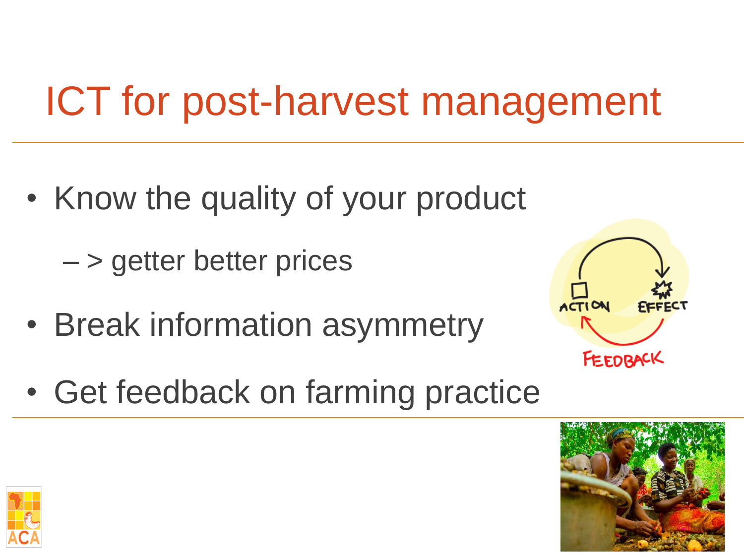# ICT for post-harvest management

- Know the quality of your product
  - – > getter better prices
- Break information asymmetry
- Get feedback on farming practice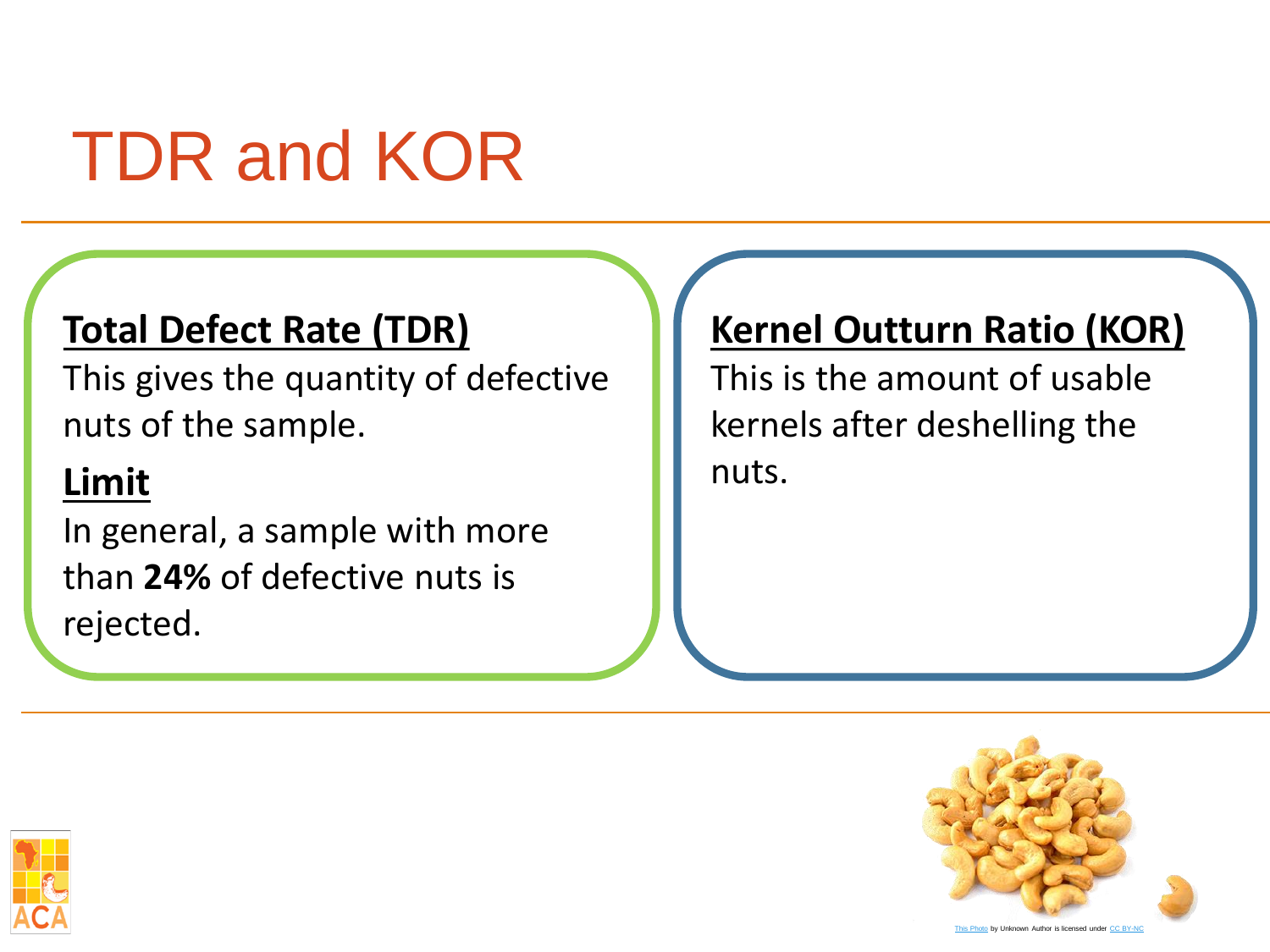# TDR and KOR

**Total Defect Rate (TDR)**

This gives the quantity of defective nuts of the sample.

**Limit**

In general, a sample with more than **24%** of defective nuts is rejected.

**Kernel Outturn Ratio (KOR)**

This is the amount of usable kernels after deshelling the nuts.

This Photo by Unknown Author is licensed under CC BY-NC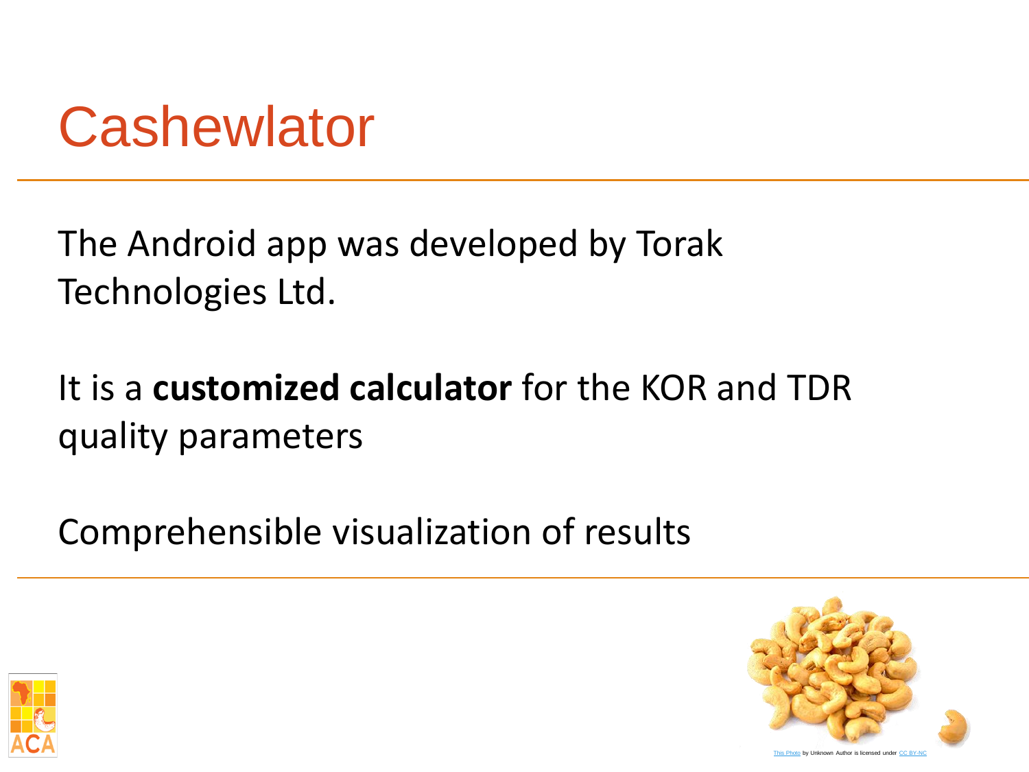# Cashewlator

The Android app was developed by Torak Technologies Ltd.

It is a **customized calculator** for the KOR and TDR quality parameters

Comprehensible visualization of results

This Photo by Unknown Author is licensed under CC BY-NC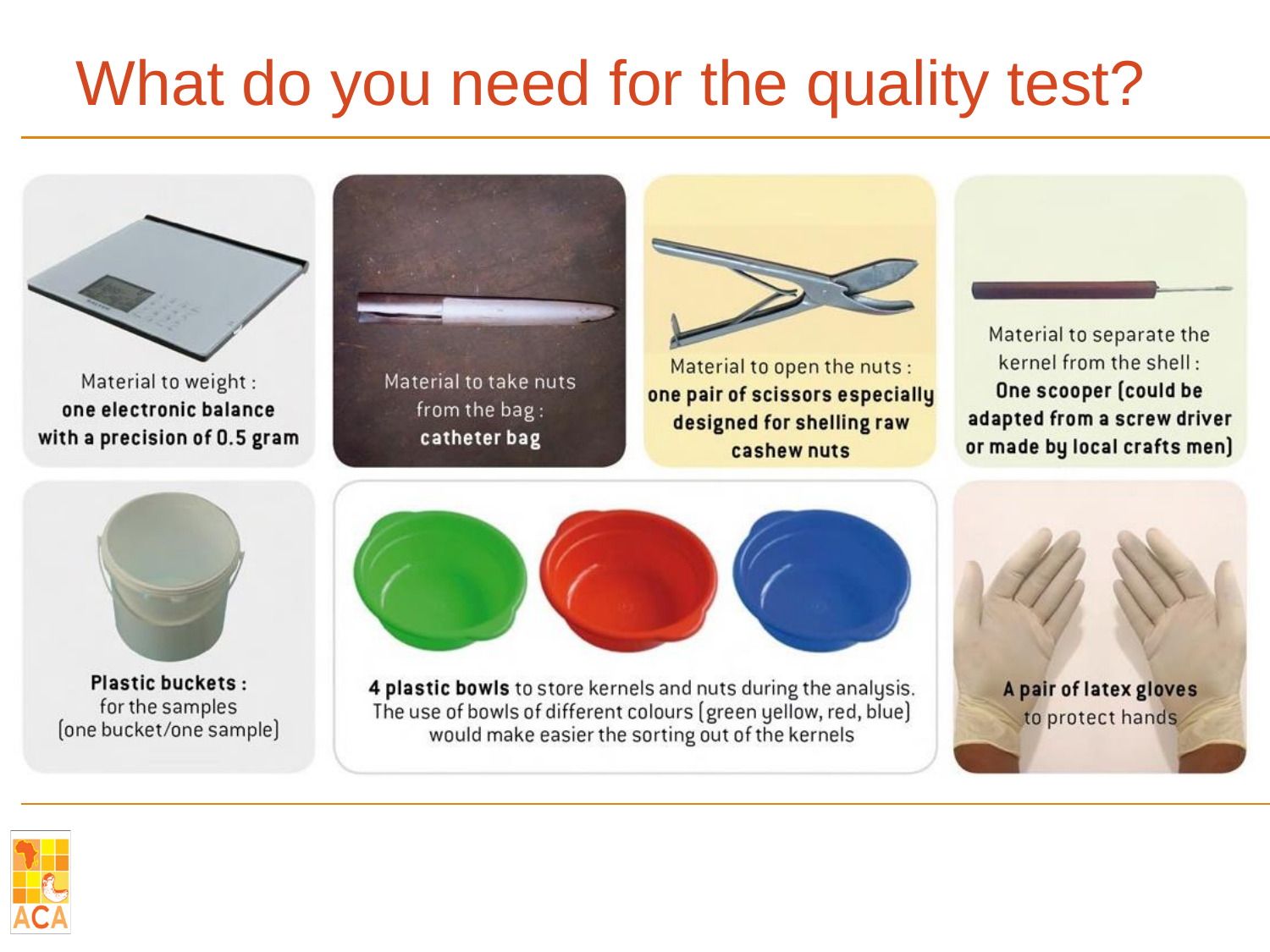# What do you need for the quality test?

Material to weight :
**one electronic balance with a precision of 0.5 gram**

Material to take nuts from the bag :
**catheter bag**

Material to open the nuts :
**one pair of scissors especially designed for shelling raw cashew nuts**

Material to separate the kernel from the shell :
**One scooper (could be adapted from a screw driver or made by local crafts men)**

**Plastic buckets :**
for the samples
(one bucket/one sample)

**4 plastic bowls** to store kernels and nuts during the analysis.
The use of bowls of different colours (green yellow, red, blue) would make easier the sorting out of the kernels

**A pair of latex gloves**
to protect hands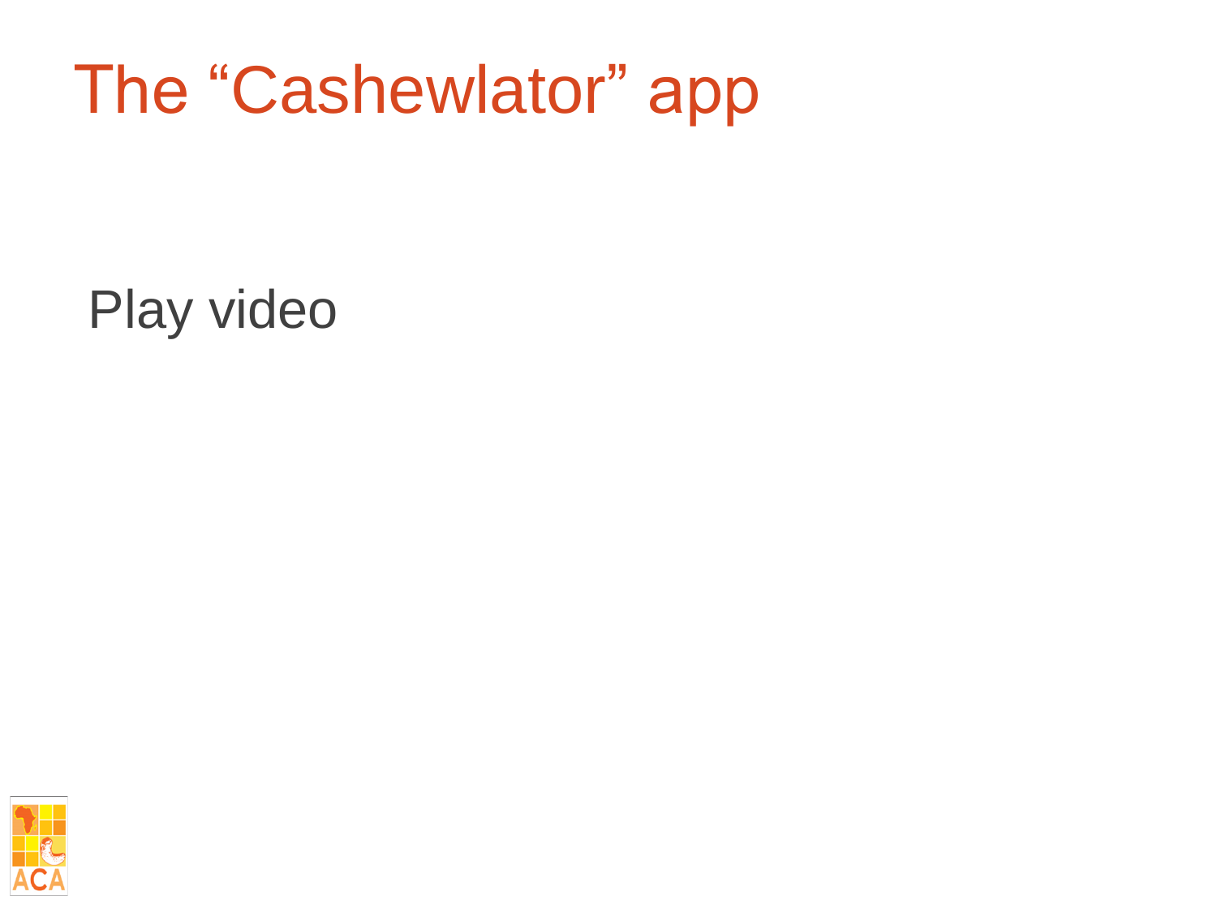# The "Cashewlator" app

Play video